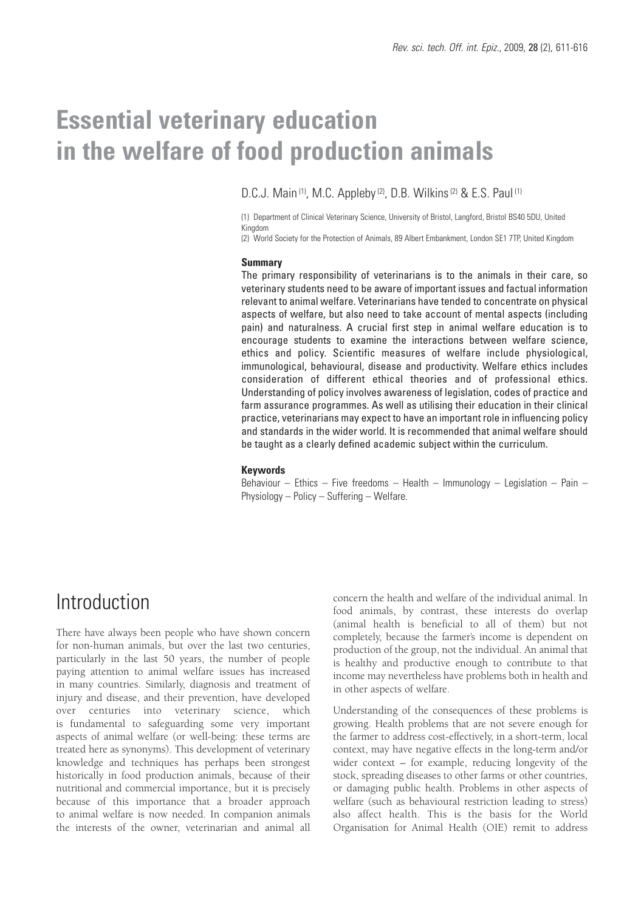# Essential veterinary education in the welfare of food production animals

D.C.J. Main [(1)], M.C. Appleby [(2)], D.B. Wilkins [(2)] & E.S. Paul [(1)]

(1) Department of Clinical Veterinary Science, University of Bristol, Langford, Bristol BS40 5DU, United Kingdom

(2) World Society for the Protection of Animals, 89 Albert Embankment, London SE1 7TP, United Kingdom

### Summary

The primary responsibility of veterinarians is to the animals in their care, so veterinary students need to be aware of important issues and factual information relevant to animal welfare. Veterinarians have tended to concentrate on physical aspects of welfare, but also need to take account of mental aspects (including pain) and naturalness. A crucial first step in animal welfare education is to encourage students to examine the interactions between welfare science, ethics and policy. Scientific measures of welfare include physiological, immunological, behavioural, disease and productivity. Welfare ethics includes consideration of different ethical theories and of professional ethics. Understanding of policy involves awareness of legislation, codes of practice and farm assurance programmes. As well as utilising their education in their clinical practice, veterinarians may expect to have an important role in influencing policy and standards in the wider world. It is recommended that animal welfare should be taught as a clearly defined academic subject within the curriculum.

### Keywords

Behaviour – Ethics – Five freedoms – Health – Immunology – Legislation – Pain – Physiology – Policy – Suffering – Welfare.

## Introduction

There have always been people who have shown concern for non-human animals, but over the last two centuries, particularly in the last 50 years, the number of people paying attention to animal welfare issues has increased in many countries. Similarly, diagnosis and treatment of injury and disease, and their prevention, have developed over centuries into veterinary science, which is fundamental to safeguarding some very important aspects of animal welfare (or well-being: these terms are treated here as synonyms). This development of veterinary knowledge and techniques has perhaps been strongest historically in food production animals, because of their nutritional and commercial importance, but it is precisely because of this importance that a broader approach to animal welfare is now needed. In companion animals the interests of the owner, veterinarian and animal all concern the health and welfare of the individual animal. In food animals, by contrast, these interests do overlap (animal health is beneficial to all of them) but not completely, because the farmer's income is dependent on production of the group, not the individual. An animal that is healthy and productive enough to contribute to that income may nevertheless have problems both in health and in other aspects of welfare.

Understanding of the consequences of these problems is growing. Health problems that are not severe enough for the farmer to address cost-effectively, in a short-term, local context, may have negative effects in the long-term and/or wider context – for example, reducing longevity of the stock, spreading diseases to other farms or other countries, or damaging public health. Problems in other aspects of welfare (such as behavioural restriction leading to stress) also affect health. This is the basis for the World Organisation for Animal Health (OIE) remit to address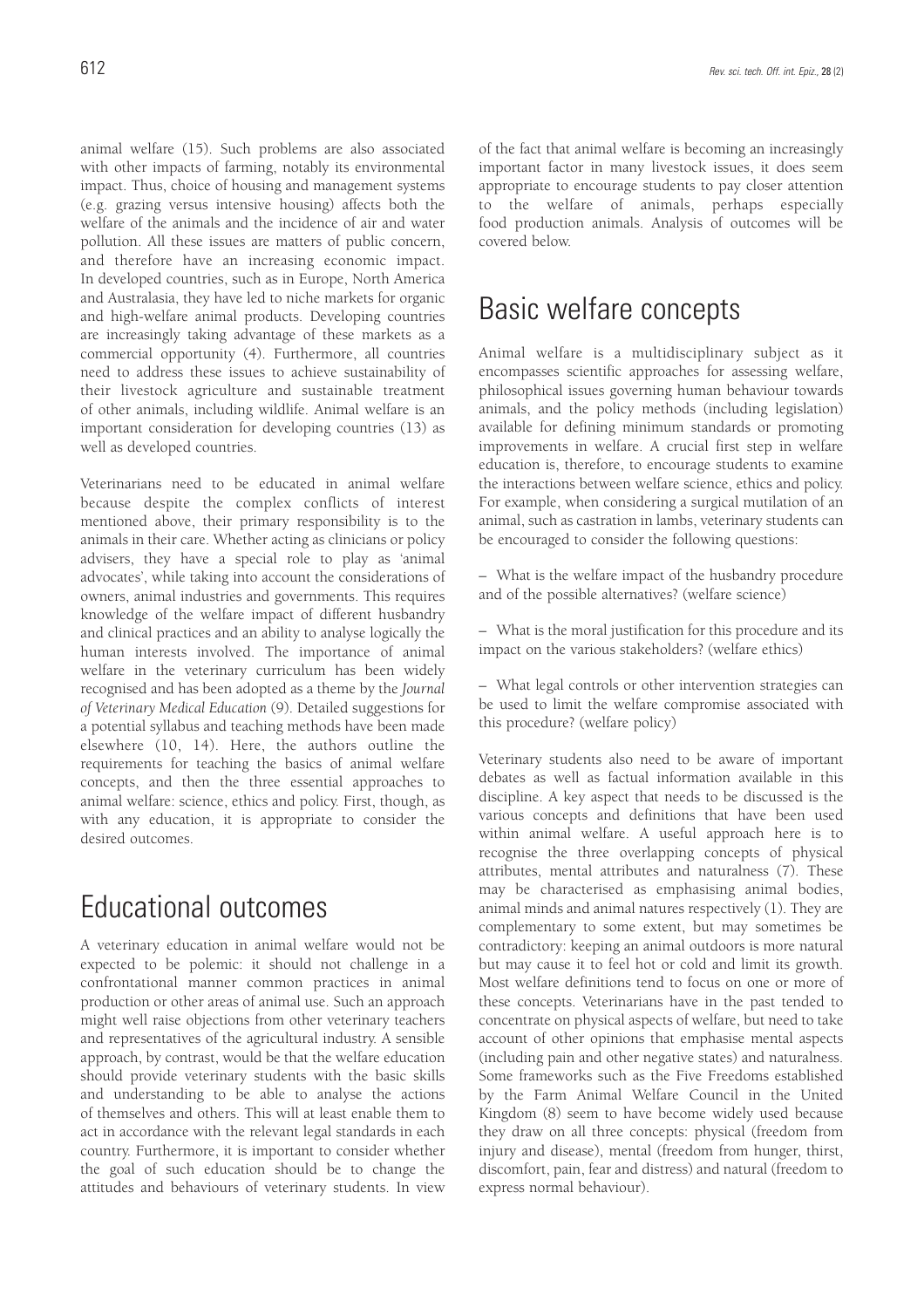animal welfare (15). Such problems are also associated with other impacts of farming, notably its environmental impact. Thus, choice of housing and management systems (e.g. grazing versus intensive housing) affects both the welfare of the animals and the incidence of air and water pollution. All these issues are matters of public concern, and therefore have an increasing economic impact. In developed countries, such as in Europe, North America and Australasia, they have led to niche markets for organic and high-welfare animal products. Developing countries are increasingly taking advantage of these markets as a commercial opportunity (4). Furthermore, all countries need to address these issues to achieve sustainability of their livestock agriculture and sustainable treatment of other animals, including wildlife. Animal welfare is an important consideration for developing countries (13) as well as developed countries.

Veterinarians need to be educated in animal welfare because despite the complex conflicts of interest mentioned above, their primary responsibility is to the animals in their care. Whether acting as clinicians or policy advisers, they have a special role to play as 'animal advocates', while taking into account the considerations of owners, animal industries and governments. This requires knowledge of the welfare impact of different husbandry and clinical practices and an ability to analyse logically the human interests involved. The importance of animal welfare in the veterinary curriculum has been widely recognised and has been adopted as a theme by the *Journal of Veterinary Medical Education* (9). Detailed suggestions for a potential syllabus and teaching methods have been made elsewhere (10, 14). Here, the authors outline the requirements for teaching the basics of animal welfare concepts, and then the three essential approaches to animal welfare: science, ethics and policy. First, though, as with any education, it is appropriate to consider the desired outcomes.

# Educational outcomes

A veterinary education in animal welfare would not be expected to be polemic: it should not challenge in a confrontational manner common practices in animal production or other areas of animal use. Such an approach might well raise objections from other veterinary teachers and representatives of the agricultural industry. A sensible approach, by contrast, would be that the welfare education should provide veterinary students with the basic skills and understanding to be able to analyse the actions of themselves and others. This will at least enable them to act in accordance with the relevant legal standards in each country. Furthermore, it is important to consider whether the goal of such education should be to change the attitudes and behaviours of veterinary students. In view of the fact that animal welfare is becoming an increasingly important factor in many livestock issues, it does seem appropriate to encourage students to pay closer attention to the welfare of animals, perhaps especially food production animals. Analysis of outcomes will be covered below.

# Basic welfare concepts

Animal welfare is a multidisciplinary subject as it encompasses scientific approaches for assessing welfare, philosophical issues governing human behaviour towards animals, and the policy methods (including legislation) available for defining minimum standards or promoting improvements in welfare. A crucial first step in welfare education is, therefore, to encourage students to examine the interactions between welfare science, ethics and policy. For example, when considering a surgical mutilation of an animal, such as castration in lambs, veterinary students can be encouraged to consider the following questions:

– What is the welfare impact of the husbandry procedure and of the possible alternatives? (welfare science)

– What is the moral justification for this procedure and its impact on the various stakeholders? (welfare ethics)

– What legal controls or other intervention strategies can be used to limit the welfare compromise associated with this procedure? (welfare policy)

Veterinary students also need to be aware of important debates as well as factual information available in this discipline. A key aspect that needs to be discussed is the various concepts and definitions that have been used within animal welfare. A useful approach here is to recognise the three overlapping concepts of physical attributes, mental attributes and naturalness (7). These may be characterised as emphasising animal bodies, animal minds and animal natures respectively (1). They are complementary to some extent, but may sometimes be contradictory: keeping an animal outdoors is more natural but may cause it to feel hot or cold and limit its growth. Most welfare definitions tend to focus on one or more of these concepts. Veterinarians have in the past tended to concentrate on physical aspects of welfare, but need to take account of other opinions that emphasise mental aspects (including pain and other negative states) and naturalness. Some frameworks such as the Five Freedoms established by the Farm Animal Welfare Council in the United Kingdom (8) seem to have become widely used because they draw on all three concepts: physical (freedom from injury and disease), mental (freedom from hunger, thirst, discomfort, pain, fear and distress) and natural (freedom to express normal behaviour).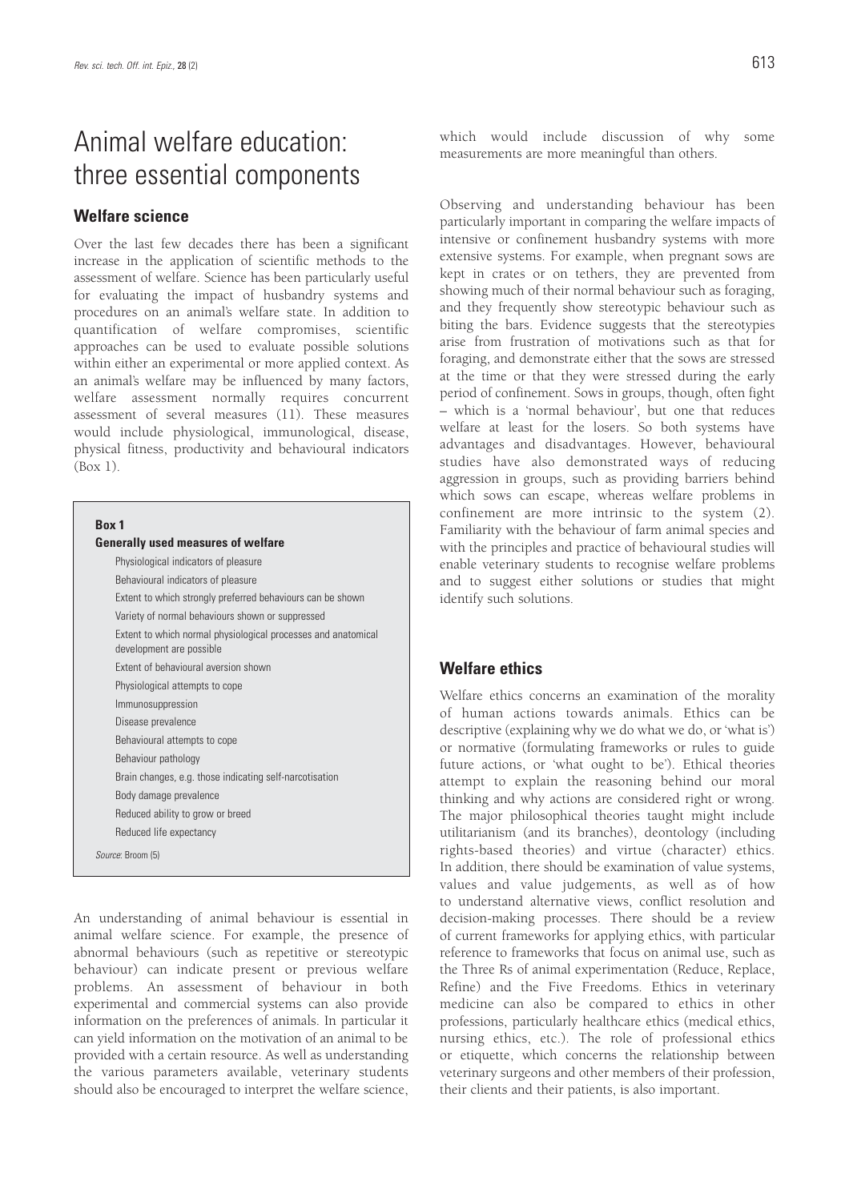# Animal welfare education: three essential components

## Welfare science

Over the last few decades there has been a significant increase in the application of scientific methods to the assessment of welfare. Science has been particularly useful for evaluating the impact of husbandry systems and procedures on an animal's welfare state. In addition to quantification of welfare compromises, scientific approaches can be used to evaluate possible solutions within either an experimental or more applied context. As an animal's welfare may be influenced by many factors, welfare assessment normally requires concurrent assessment of several measures (11). These measures would include physiological, immunological, disease, physical fitness, productivity and behavioural indicators (Box 1).

**Box 1**

**Generally used measures of welfare**

- Physiological indicators of pleasure
- Behavioural indicators of pleasure
- Extent to which strongly preferred behaviours can be shown
- Variety of normal behaviours shown or suppressed
- Extent to which normal physiological processes and anatomical development are possible
- Extent of behavioural aversion shown
- Physiological attempts to cope
- Immunosuppression
- Disease prevalence
- Behavioural attempts to cope
- Behaviour pathology
- Brain changes, e.g. those indicating self-narcotisation
- Body damage prevalence
- Reduced ability to grow or breed
- Reduced life expectancy

*Source*: Broom (5)

An understanding of animal behaviour is essential in animal welfare science. For example, the presence of abnormal behaviours (such as repetitive or stereotypic behaviour) can indicate present or previous welfare problems. An assessment of behaviour in both experimental and commercial systems can also provide information on the preferences of animals. In particular it can yield information on the motivation of an animal to be provided with a certain resource. As well as understanding the various parameters available, veterinary students should also be encouraged to interpret the welfare science, which would include discussion of why some measurements are more meaningful than others.

Observing and understanding behaviour has been particularly important in comparing the welfare impacts of intensive or confinement husbandry systems with more extensive systems. For example, when pregnant sows are kept in crates or on tethers, they are prevented from showing much of their normal behaviour such as foraging, and they frequently show stereotypic behaviour such as biting the bars. Evidence suggests that the stereotypies arise from frustration of motivations such as that for foraging, and demonstrate either that the sows are stressed at the time or that they were stressed during the early period of confinement. Sows in groups, though, often fight – which is a 'normal behaviour', but one that reduces welfare at least for the losers. So both systems have advantages and disadvantages. However, behavioural studies have also demonstrated ways of reducing aggression in groups, such as providing barriers behind which sows can escape, whereas welfare problems in confinement are more intrinsic to the system (2). Familiarity with the behaviour of farm animal species and with the principles and practice of behavioural studies will enable veterinary students to recognise welfare problems and to suggest either solutions or studies that might identify such solutions.

## Welfare ethics

Welfare ethics concerns an examination of the morality of human actions towards animals. Ethics can be descriptive (explaining why we do what we do, or 'what is') or normative (formulating frameworks or rules to guide future actions, or 'what ought to be'). Ethical theories attempt to explain the reasoning behind our moral thinking and why actions are considered right or wrong. The major philosophical theories taught might include utilitarianism (and its branches), deontology (including rights-based theories) and virtue (character) ethics. In addition, there should be examination of value systems, values and value judgements, as well as of how to understand alternative views, conflict resolution and decision-making processes. There should be a review of current frameworks for applying ethics, with particular reference to frameworks that focus on animal use, such as the Three Rs of animal experimentation (Reduce, Replace, Refine) and the Five Freedoms. Ethics in veterinary medicine can also be compared to ethics in other professions, particularly healthcare ethics (medical ethics, nursing ethics, etc.). The role of professional ethics or etiquette, which concerns the relationship between veterinary surgeons and other members of their profession, their clients and their patients, is also important.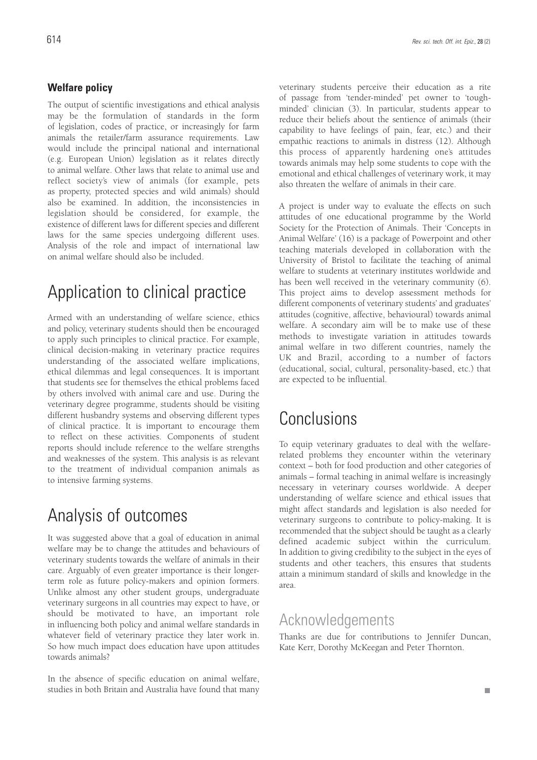### Welfare policy

The output of scientific investigations and ethical analysis may be the formulation of standards in the form of legislation, codes of practice, or increasingly for farm animals the retailer/farm assurance requirements. Law would include the principal national and international (e.g. European Union) legislation as it relates directly to animal welfare. Other laws that relate to animal use and reflect society's view of animals (for example, pets as property, protected species and wild animals) should also be examined. In addition, the inconsistencies in legislation should be considered, for example, the existence of different laws for different species and different laws for the same species undergoing different uses. Analysis of the role and impact of international law on animal welfare should also be included.

# Application to clinical practice

Armed with an understanding of welfare science, ethics and policy, veterinary students should then be encouraged to apply such principles to clinical practice. For example, clinical decision-making in veterinary practice requires understanding of the associated welfare implications, ethical dilemmas and legal consequences. It is important that students see for themselves the ethical problems faced by others involved with animal care and use. During the veterinary degree programme, students should be visiting different husbandry systems and observing different types of clinical practice. It is important to encourage them to reflect on these activities. Components of student reports should include reference to the welfare strengths and weaknesses of the system. This analysis is as relevant to the treatment of individual companion animals as to intensive farming systems.

# Analysis of outcomes

It was suggested above that a goal of education in animal welfare may be to change the attitudes and behaviours of veterinary students towards the welfare of animals in their care. Arguably of even greater importance is their longer-term role as future policy-makers and opinion formers. Unlike almost any other student groups, undergraduate veterinary surgeons in all countries may expect to have, or should be motivated to have, an important role in influencing both policy and animal welfare standards in whatever field of veterinary practice they later work in. So how much impact does education have upon attitudes towards animals?

In the absence of specific education on animal welfare, studies in both Britain and Australia have found that many veterinary students perceive their education as a rite of passage from 'tender-minded' pet owner to 'tough-minded' clinician (3). In particular, students appear to reduce their beliefs about the sentience of animals (their capability to have feelings of pain, fear, etc.) and their empathic reactions to animals in distress (12). Although this process of apparently hardening one's attitudes towards animals may help some students to cope with the emotional and ethical challenges of veterinary work, it may also threaten the welfare of animals in their care.

A project is under way to evaluate the effects on such attitudes of one educational programme by the World Society for the Protection of Animals. Their 'Concepts in Animal Welfare' (16) is a package of Powerpoint and other teaching materials developed in collaboration with the University of Bristol to facilitate the teaching of animal welfare to students at veterinary institutes worldwide and has been well received in the veterinary community (6). This project aims to develop assessment methods for different components of veterinary students' and graduates' attitudes (cognitive, affective, behavioural) towards animal welfare. A secondary aim will be to make use of these methods to investigate variation in attitudes towards animal welfare in two different countries, namely the UK and Brazil, according to a number of factors (educational, social, cultural, personality-based, etc.) that are expected to be influential.

# Conclusions

To equip veterinary graduates to deal with the welfare-related problems they encounter within the veterinary context – both for food production and other categories of animals – formal teaching in animal welfare is increasingly necessary in veterinary courses worldwide. A deeper understanding of welfare science and ethical issues that might affect standards and legislation is also needed for veterinary surgeons to contribute to policy-making. It is recommended that the subject should be taught as a clearly defined academic subject within the curriculum. In addition to giving credibility to the subject in the eyes of students and other teachers, this ensures that students attain a minimum standard of skills and knowledge in the area.

## Acknowledgements

Thanks are due for contributions to Jennifer Duncan, Kate Kerr, Dorothy McKeegan and Peter Thornton.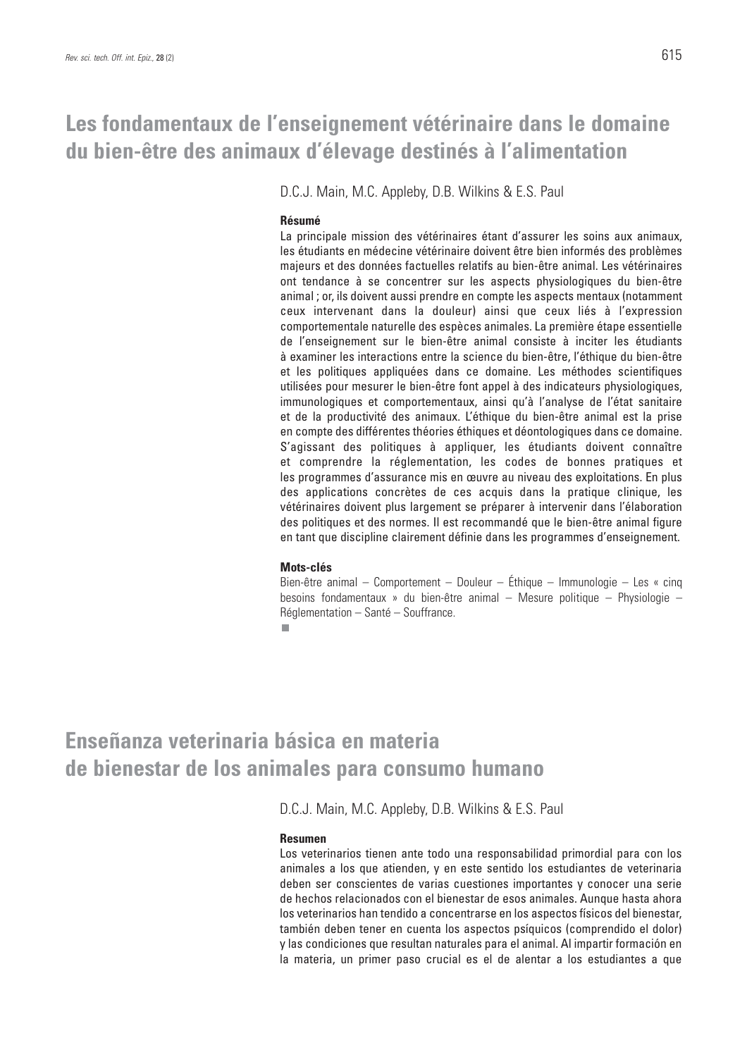# Les fondamentaux de l'enseignement vétérinaire dans le domaine du bien-être des animaux d'élevage destinés à l'alimentation

D.C.J. Main, M.C. Appleby, D.B. Wilkins & E.S. Paul

#### Résumé

La principale mission des vétérinaires étant d'assurer les soins aux animaux, les étudiants en médecine vétérinaire doivent être bien informés des problèmes majeurs et des données factuelles relatifs au bien-être animal. Les vétérinaires ont tendance à se concentrer sur les aspects physiologiques du bien-être animal ; or, ils doivent aussi prendre en compte les aspects mentaux (notamment ceux intervenant dans la douleur) ainsi que ceux liés à l'expression comportementale naturelle des espèces animales. La première étape essentielle de l'enseignement sur le bien-être animal consiste à inciter les étudiants à examiner les interactions entre la science du bien-être, l'éthique du bien-être et les politiques appliquées dans ce domaine. Les méthodes scientifiques utilisées pour mesurer le bien-être font appel à des indicateurs physiologiques, immunologiques et comportementaux, ainsi qu'à l'analyse de l'état sanitaire et de la productivité des animaux. L'éthique du bien-être animal est la prise en compte des différentes théories éthiques et déontologiques dans ce domaine. S'agissant des politiques à appliquer, les étudiants doivent connaître et comprendre la réglementation, les codes de bonnes pratiques et les programmes d'assurance mis en œuvre au niveau des exploitations. En plus des applications concrètes de ces acquis dans la pratique clinique, les vétérinaires doivent plus largement se préparer à intervenir dans l'élaboration des politiques et des normes. Il est recommandé que le bien-être animal figure en tant que discipline clairement définie dans les programmes d'enseignement.

#### Mots-clés

Bien-être animal – Comportement – Douleur – Éthique – Immunologie – Les « cinq besoins fondamentaux » du bien-être animal – Mesure politique – Physiologie – Réglementation – Santé – Souffrance.

# Enseñanza veterinaria básica en materia de bienestar de los animales para consumo humano

D.C.J. Main, M.C. Appleby, D.B. Wilkins & E.S. Paul

#### Resumen

Los veterinarios tienen ante todo una responsabilidad primordial para con los animales a los que atienden, y en este sentido los estudiantes de veterinaria deben ser conscientes de varias cuestiones importantes y conocer una serie de hechos relacionados con el bienestar de esos animales. Aunque hasta ahora los veterinarios han tendido a concentrarse en los aspectos físicos del bienestar, también deben tener en cuenta los aspectos psíquicos (comprendido el dolor) y las condiciones que resultan naturales para el animal. Al impartir formación en la materia, un primer paso crucial es el de alentar a los estudiantes a que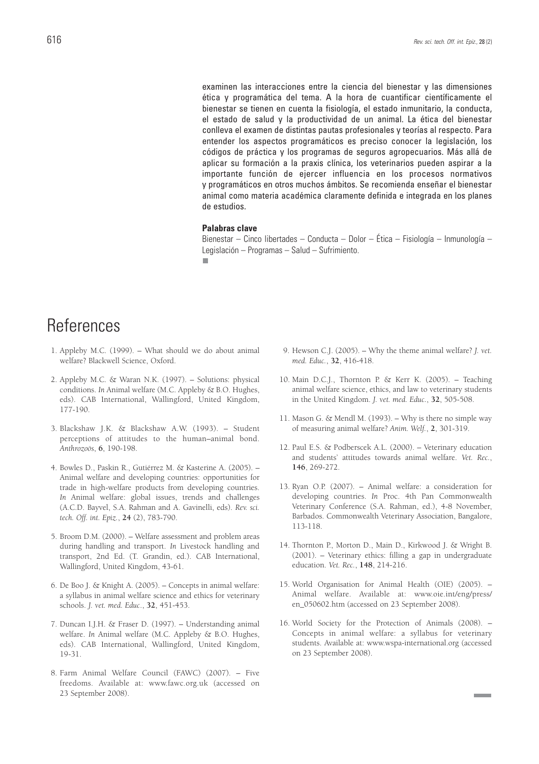examinen las interacciones entre la ciencia del bienestar y las dimensiones ética y programática del tema. A la hora de cuantificar científicamente el bienestar se tienen en cuenta la fisiología, el estado inmunitario, la conducta, el estado de salud y la productividad de un animal. La ética del bienestar conlleva el examen de distintas pautas profesionales y teorías al respecto. Para entender los aspectos programáticos es preciso conocer la legislación, los códigos de práctica y los programas de seguros agropecuarios. Más allá de aplicar su formación a la praxis clínica, los veterinarios pueden aspirar a la importante función de ejercer influencia en los procesos normativos y programáticos en otros muchos ámbitos. Se recomienda enseñar el bienestar animal como materia académica claramente definida e integrada en los planes de estudios.

**Palabras clave**

Bienestar – Cinco libertades – Conducta – Dolor – Ética – Fisiología – Inmunología – Legislación – Programas – Salud – Sufrimiento.

# References

1. Appleby M.C. (1999). – What should we do about animal welfare? Blackwell Science, Oxford.

2. Appleby M.C. & Waran N.K. (1997). – Solutions: physical conditions. *In* Animal welfare (M.C. Appleby & B.O. Hughes, eds). CAB International, Wallingford, United Kingdom, 177-190.

3. Blackshaw J.K. & Blackshaw A.W. (1993). – Student perceptions of attitudes to the human–animal bond. *Anthrozoös*, **6**, 190-198.

4. Bowles D., Paskin R., Gutiérrez M. & Kasterine A. (2005). – Animal welfare and developing countries: opportunities for trade in high-welfare products from developing countries. *In* Animal welfare: global issues, trends and challenges (A.C.D. Bayvel, S.A. Rahman and A. Gavinelli, eds). *Rev. sci. tech. Off. int. Epiz.*, **24** (2), 783-790.

5. Broom D.M. (2000). – Welfare assessment and problem areas during handling and transport. *In* Livestock handling and transport, 2nd Ed. (T. Grandin, ed.). CAB International, Wallingford, United Kingdom, 43-61.

6. De Boo J. & Knight A. (2005). – Concepts in animal welfare: a syllabus in animal welfare science and ethics for veterinary schools. *J. vet. med. Educ.*, **32**, 451-453.

7. Duncan I.J.H. & Fraser D. (1997). – Understanding animal welfare. *In* Animal welfare (M.C. Appleby & B.O. Hughes, eds). CAB International, Wallingford, United Kingdom, 19-31.

8. Farm Animal Welfare Council (FAWC) (2007). – Five freedoms. Available at: www.fawc.org.uk (accessed on 23 September 2008).

9. Hewson C.J. (2005). – Why the theme animal welfare? *J. vet. med. Educ.*, **32**, 416-418.

10. Main D.C.J., Thornton P. & Kerr K. (2005). – Teaching animal welfare science, ethics, and law to veterinary students in the United Kingdom. *J. vet. med. Educ.*, **32**, 505-508.

11. Mason G. & Mendl M. (1993). – Why is there no simple way of measuring animal welfare? *Anim. Welf.*, **2**, 301-319.

12. Paul E.S. & Podberscek A.L. (2000). – Veterinary education and students' attitudes towards animal welfare. *Vet. Rec.*, **146**, 269-272.

13. Ryan O.P. (2007). – Animal welfare: a consideration for developing countries. *In* Proc. 4th Pan Commonwealth Veterinary Conference (S.A. Rahman, ed.), 4-8 November, Barbados. Commonwealth Veterinary Association, Bangalore, 113-118.

14. Thornton P., Morton D., Main D., Kirkwood J. & Wright B. (2001). – Veterinary ethics: filling a gap in undergraduate education. *Vet. Rec.*, **148**, 214-216.

15. World Organisation for Animal Health (OIE) (2005). – Animal welfare. Available at: www.oie.int/eng/press/en_050602.htm (accessed on 23 September 2008).

16. World Society for the Protection of Animals (2008). – Concepts in animal welfare: a syllabus for veterinary students. Available at: www.wspa-international.org (accessed on 23 September 2008).